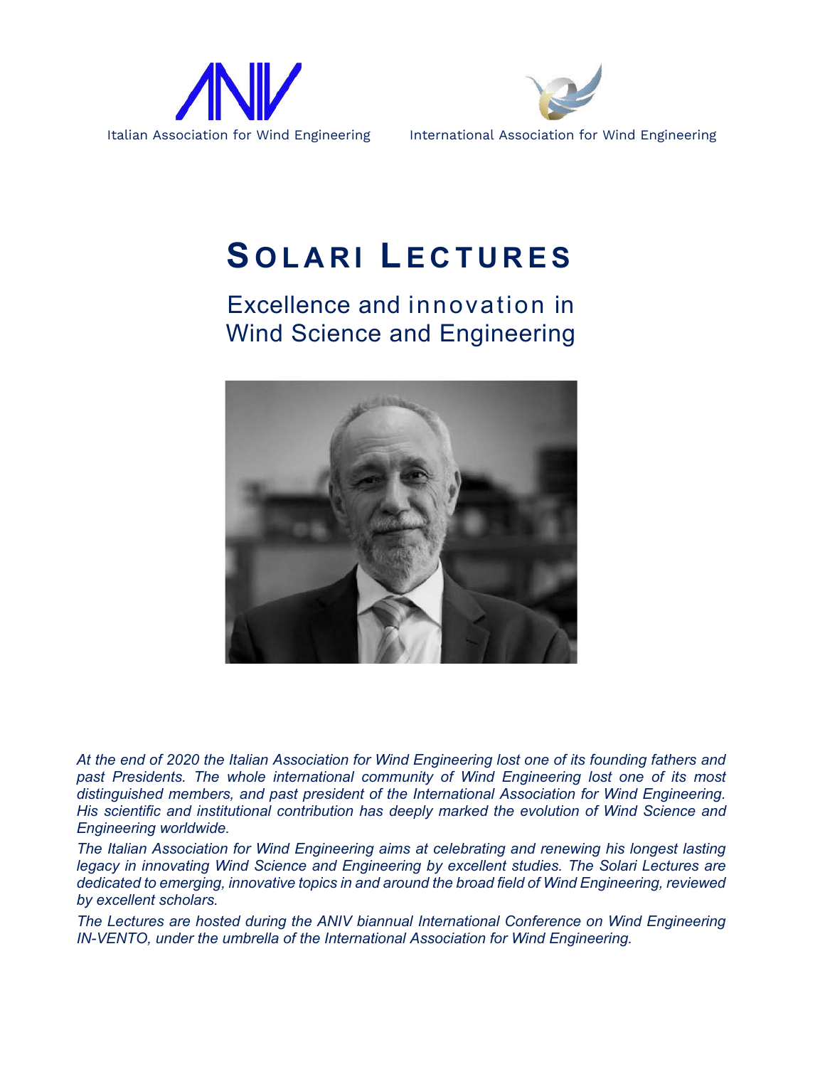Italian Association for Wind Engineering

International Association for Wind Engineering

# SOLARI LECTURES

## Excellence and innovation in Wind Science and Engineering

*At the end of 2020 the Italian Association for Wind Engineering lost one of its founding fathers and past Presidents. The whole international community of Wind Engineering lost one of its most distinguished members, and past president of the International Association for Wind Engineering. His scientific and institutional contribution has deeply marked the evolution of Wind Science and Engineering worldwide.*

*The Italian Association for Wind Engineering aims at celebrating and renewing his longest lasting legacy in innovating Wind Science and Engineering by excellent studies. The Solari Lectures are dedicated to emerging, innovative topics in and around the broad field of Wind Engineering, reviewed by excellent scholars.*

*The Lectures are hosted during the ANIV biannual International Conference on Wind Engineering IN-VENTO, under the umbrella of the International Association for Wind Engineering.*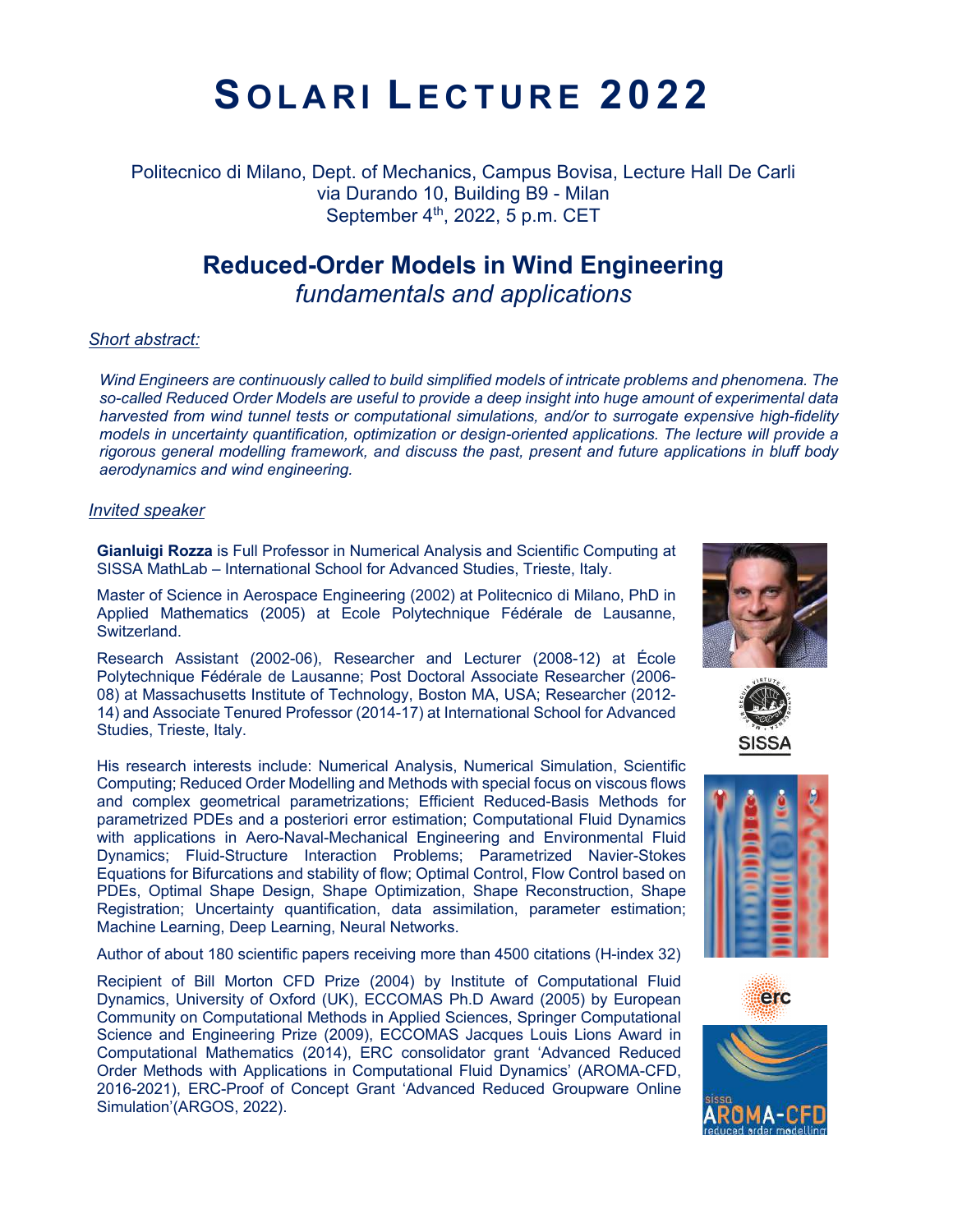# SOLARI LECTURE 2022

Politecnico di Milano, Dept. of Mechanics, Campus Bovisa, Lecture Hall De Carli
via Durando 10, Building B9 - Milan
September 4th, 2022, 5 p.m. CET

## Reduced-Order Models in Wind Engineering
*fundamentals and applications*

Short abstract:

*Wind Engineers are continuously called to build simplified models of intricate problems and phenomena. The so-called Reduced Order Models are useful to provide a deep insight into huge amount of experimental data harvested from wind tunnel tests or computational simulations, and/or to surrogate expensive high-fidelity models in uncertainty quantification, optimization or design-oriented applications. The lecture will provide a rigorous general modelling framework, and discuss the past, present and future applications in bluff body aerodynamics and wind engineering.*

Invited speaker

**Gianluigi Rozza** is Full Professor in Numerical Analysis and Scientific Computing at SISSA MathLab – International School for Advanced Studies, Trieste, Italy.

Master of Science in Aerospace Engineering (2002) at Politecnico di Milano, PhD in Applied Mathematics (2005) at Ecole Polytechnique Fédérale de Lausanne, Switzerland.

Research Assistant (2002-06), Researcher and Lecturer (2008-12) at École Polytechnique Fédérale de Lausanne; Post Doctoral Associate Researcher (2006-08) at Massachusetts Institute of Technology, Boston MA, USA; Researcher (2012-14) and Associate Tenured Professor (2014-17) at International School for Advanced Studies, Trieste, Italy.

His research interests include: Numerical Analysis, Numerical Simulation, Scientific Computing; Reduced Order Modelling and Methods with special focus on viscous flows and complex geometrical parametrizations; Efficient Reduced-Basis Methods for parametrized PDEs and a posteriori error estimation; Computational Fluid Dynamics with applications in Aero-Naval-Mechanical Engineering and Environmental Fluid Dynamics; Fluid-Structure Interaction Problems; Parametrized Navier-Stokes Equations for Bifurcations and stability of flow; Optimal Control, Flow Control based on PDEs, Optimal Shape Design, Shape Optimization, Shape Reconstruction, Shape Registration; Uncertainty quantification, data assimilation, parameter estimation; Machine Learning, Deep Learning, Neural Networks.

Author of about 180 scientific papers receiving more than 4500 citations (H-index 32)

Recipient of Bill Morton CFD Prize (2004) by Institute of Computational Fluid Dynamics, University of Oxford (UK), ECCOMAS Ph.D Award (2005) by European Community on Computational Methods in Applied Sciences, Springer Computational Science and Engineering Prize (2009), ECCOMAS Jacques Louis Lions Award in Computational Mathematics (2014), ERC consolidator grant 'Advanced Reduced Order Methods with Applications in Computational Fluid Dynamics' (AROMA-CFD, 2016-2021), ERC-Proof of Concept Grant 'Advanced Reduced Groupware Online Simulation'(ARGOS, 2022).